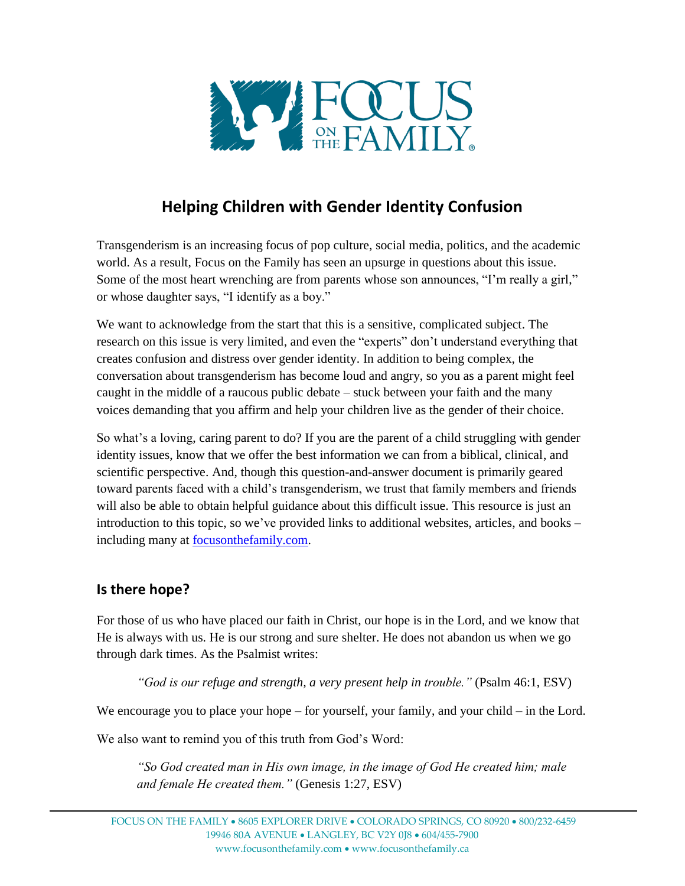# Helping Children with Gender Identity Confusion

Transgenderism is an increasing focus of pop culture, social media, politics, and the academic world. As a result, Focus on the Family has seen an upsurge in questions about this issue. Some of the most heart wrenching are from parents whose son announces, "I'm really a girl," or whose daughter says, "I identify as a boy."

We want to acknowledge from the start that this is a sensitive, complicated subject. The research on this issue is very limited, and even the "experts" don't understand everything that creates confusion and distress over gender identity. In addition to being complex, the conversation about transgenderism has become loud and angry, so you as a parent might feel caught in the middle of a raucous public debate – stuck between your faith and the many voices demanding that you affirm and help your children live as the gender of their choice.

So what's a loving, caring parent to do? If you are the parent of a child struggling with gender identity issues, know that we offer the best information we can from a biblical, clinical, and scientific perspective. And, though this question-and-answer document is primarily geared toward parents faced with a child's transgenderism, we trust that family members and friends will also be able to obtain helpful guidance about this difficult issue. This resource is just an introduction to this topic, so we've provided links to additional websites, articles, and books – including many at focusonthefamily.com.

## Is there hope?

For those of us who have placed our faith in Christ, our hope is in the Lord, and we know that He is always with us. He is our strong and sure shelter. He does not abandon us when we go through dark times. As the Psalmist writes:

> *"God is our refuge and strength, a very present help in trouble."* (Psalm 46:1, ESV)

We encourage you to place your hope – for yourself, your family, and your child – in the Lord.

We also want to remind you of this truth from God's Word:

> *"So God created man in His own image, in the image of God He created him; male and female He created them."* (Genesis 1:27, ESV)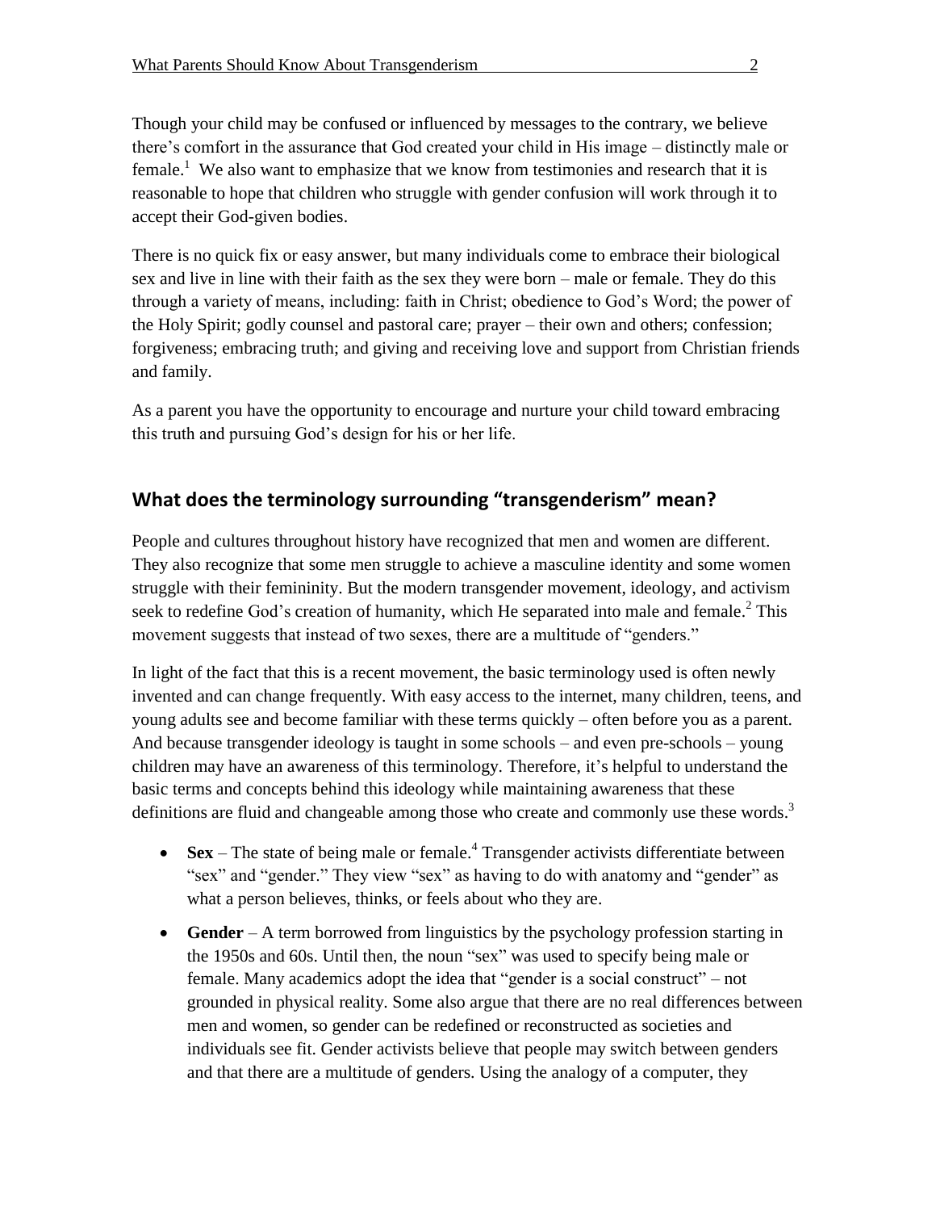Though your child may be confused or influenced by messages to the contrary, we believe there's comfort in the assurance that God created your child in His image – distinctly male or female.[1] We also want to emphasize that we know from testimonies and research that it is reasonable to hope that children who struggle with gender confusion will work through it to accept their God-given bodies.

There is no quick fix or easy answer, but many individuals come to embrace their biological sex and live in line with their faith as the sex they were born – male or female. They do this through a variety of means, including: faith in Christ; obedience to God's Word; the power of the Holy Spirit; godly counsel and pastoral care; prayer – their own and others; confession; forgiveness; embracing truth; and giving and receiving love and support from Christian friends and family.

As a parent you have the opportunity to encourage and nurture your child toward embracing this truth and pursuing God's design for his or her life.

## What does the terminology surrounding "transgenderism" mean?

People and cultures throughout history have recognized that men and women are different. They also recognize that some men struggle to achieve a masculine identity and some women struggle with their femininity. But the modern transgender movement, ideology, and activism seek to redefine God's creation of humanity, which He separated into male and female.[2] This movement suggests that instead of two sexes, there are a multitude of "genders."

In light of the fact that this is a recent movement, the basic terminology used is often newly invented and can change frequently. With easy access to the internet, many children, teens, and young adults see and become familiar with these terms quickly – often before you as a parent. And because transgender ideology is taught in some schools – and even pre-schools – young children may have an awareness of this terminology. Therefore, it's helpful to understand the basic terms and concepts behind this ideology while maintaining awareness that these definitions are fluid and changeable among those who create and commonly use these words.[3]

- **Sex** – The state of being male or female.[4] Transgender activists differentiate between "sex" and "gender." They view "sex" as having to do with anatomy and "gender" as what a person believes, thinks, or feels about who they are.
- **Gender** – A term borrowed from linguistics by the psychology profession starting in the 1950s and 60s. Until then, the noun "sex" was used to specify being male or female. Many academics adopt the idea that "gender is a social construct" – not grounded in physical reality. Some also argue that there are no real differences between men and women, so gender can be redefined or reconstructed as societies and individuals see fit. Gender activists believe that people may switch between genders and that there are a multitude of genders. Using the analogy of a computer, they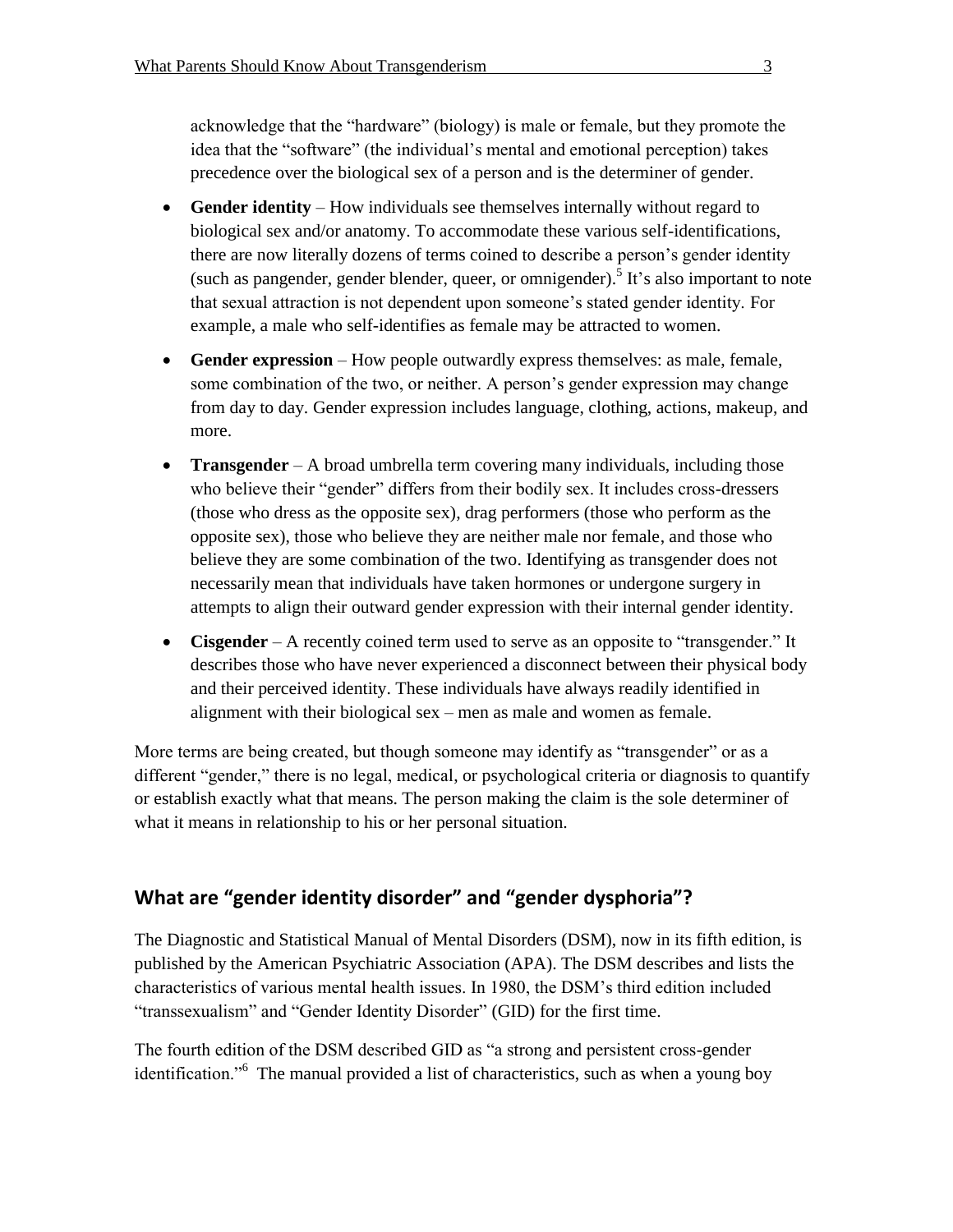acknowledge that the "hardware" (biology) is male or female, but they promote the idea that the "software" (the individual's mental and emotional perception) takes precedence over the biological sex of a person and is the determiner of gender.

- **Gender identity** – How individuals see themselves internally without regard to biological sex and/or anatomy. To accommodate these various self-identifications, there are now literally dozens of terms coined to describe a person's gender identity (such as pangender, gender blender, queer, or omnigender).[5] It's also important to note that sexual attraction is not dependent upon someone's stated gender identity. For example, a male who self-identifies as female may be attracted to women.
- **Gender expression** – How people outwardly express themselves: as male, female, some combination of the two, or neither. A person's gender expression may change from day to day. Gender expression includes language, clothing, actions, makeup, and more.
- **Transgender** – A broad umbrella term covering many individuals, including those who believe their "gender" differs from their bodily sex. It includes cross-dressers (those who dress as the opposite sex), drag performers (those who perform as the opposite sex), those who believe they are neither male nor female, and those who believe they are some combination of the two. Identifying as transgender does not necessarily mean that individuals have taken hormones or undergone surgery in attempts to align their outward gender expression with their internal gender identity.
- **Cisgender** – A recently coined term used to serve as an opposite to "transgender." It describes those who have never experienced a disconnect between their physical body and their perceived identity. These individuals have always readily identified in alignment with their biological sex – men as male and women as female.

More terms are being created, but though someone may identify as "transgender" or as a different "gender," there is no legal, medical, or psychological criteria or diagnosis to quantify or establish exactly what that means. The person making the claim is the sole determiner of what it means in relationship to his or her personal situation.

## What are "gender identity disorder" and "gender dysphoria"?

The Diagnostic and Statistical Manual of Mental Disorders (DSM), now in its fifth edition, is published by the American Psychiatric Association (APA). The DSM describes and lists the characteristics of various mental health issues. In 1980, the DSM's third edition included "transsexualism" and "Gender Identity Disorder" (GID) for the first time.

The fourth edition of the DSM described GID as "a strong and persistent cross-gender identification."[6] The manual provided a list of characteristics, such as when a young boy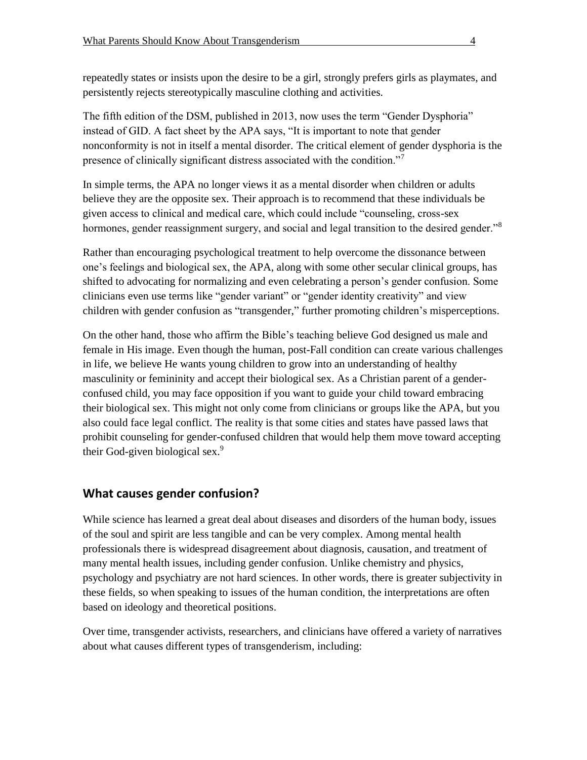repeatedly states or insists upon the desire to be a girl, strongly prefers girls as playmates, and persistently rejects stereotypically masculine clothing and activities.

The fifth edition of the DSM, published in 2013, now uses the term "Gender Dysphoria" instead of GID. A fact sheet by the APA says, "It is important to note that gender nonconformity is not in itself a mental disorder. The critical element of gender dysphoria is the presence of clinically significant distress associated with the condition."[7]

In simple terms, the APA no longer views it as a mental disorder when children or adults believe they are the opposite sex. Their approach is to recommend that these individuals be given access to clinical and medical care, which could include "counseling, cross-sex hormones, gender reassignment surgery, and social and legal transition to the desired gender."[8]

Rather than encouraging psychological treatment to help overcome the dissonance between one's feelings and biological sex, the APA, along with some other secular clinical groups, has shifted to advocating for normalizing and even celebrating a person's gender confusion. Some clinicians even use terms like "gender variant" or "gender identity creativity" and view children with gender confusion as "transgender," further promoting children's misperceptions.

On the other hand, those who affirm the Bible's teaching believe God designed us male and female in His image. Even though the human, post-Fall condition can create various challenges in life, we believe He wants young children to grow into an understanding of healthy masculinity or femininity and accept their biological sex. As a Christian parent of a gender-confused child, you may face opposition if you want to guide your child toward embracing their biological sex. This might not only come from clinicians or groups like the APA, but you also could face legal conflict. The reality is that some cities and states have passed laws that prohibit counseling for gender-confused children that would help them move toward accepting their God-given biological sex.[9]

## What causes gender confusion?

While science has learned a great deal about diseases and disorders of the human body, issues of the soul and spirit are less tangible and can be very complex. Among mental health professionals there is widespread disagreement about diagnosis, causation, and treatment of many mental health issues, including gender confusion. Unlike chemistry and physics, psychology and psychiatry are not hard sciences. In other words, there is greater subjectivity in these fields, so when speaking to issues of the human condition, the interpretations are often based on ideology and theoretical positions.

Over time, transgender activists, researchers, and clinicians have offered a variety of narratives about what causes different types of transgenderism, including: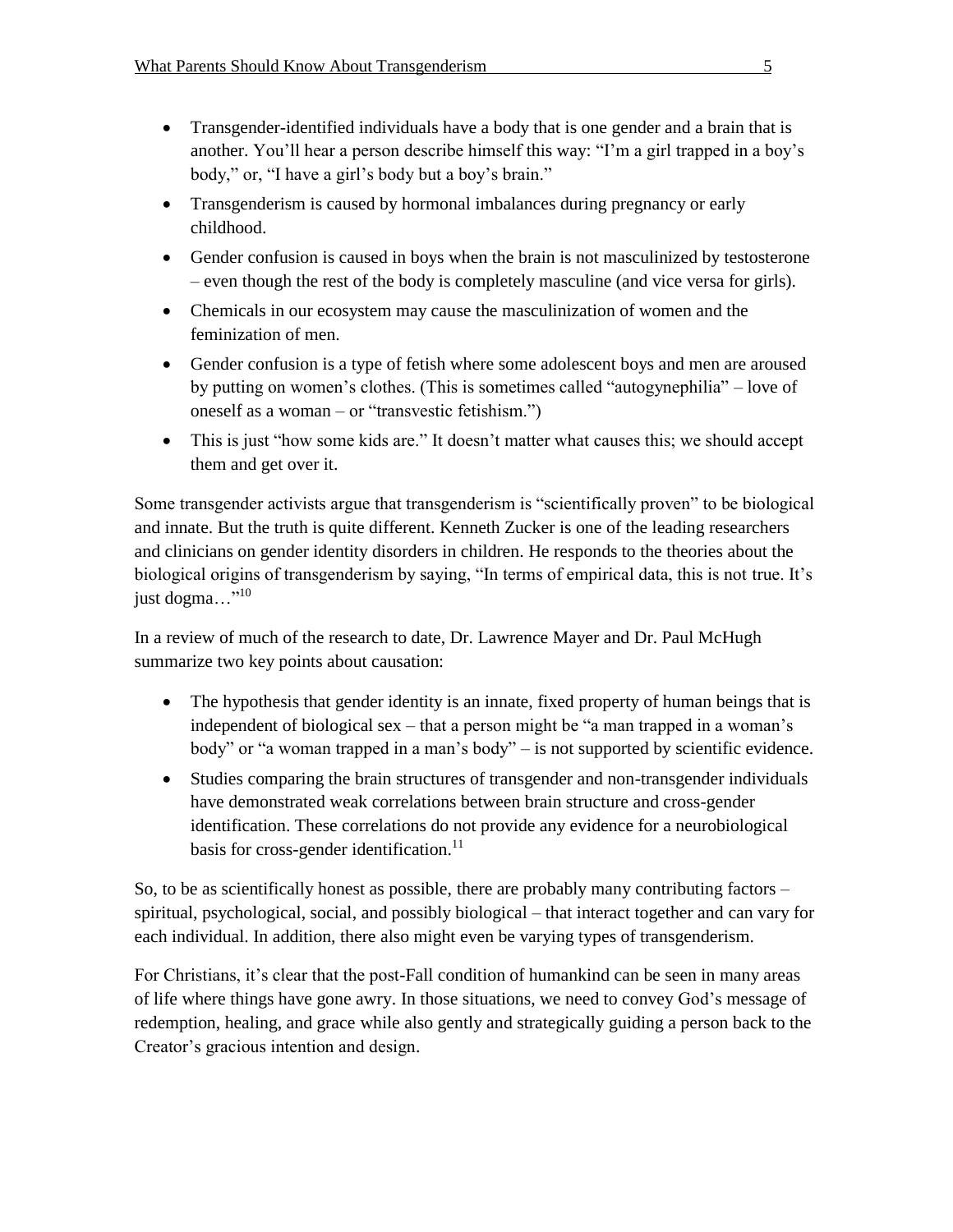- Transgender-identified individuals have a body that is one gender and a brain that is another. You'll hear a person describe himself this way: "I'm a girl trapped in a boy's body," or, "I have a girl's body but a boy's brain."
- Transgenderism is caused by hormonal imbalances during pregnancy or early childhood.
- Gender confusion is caused in boys when the brain is not masculinized by testosterone – even though the rest of the body is completely masculine (and vice versa for girls).
- Chemicals in our ecosystem may cause the masculinization of women and the feminization of men.
- Gender confusion is a type of fetish where some adolescent boys and men are aroused by putting on women's clothes. (This is sometimes called "autogynephilia" – love of oneself as a woman – or "transvestic fetishism.")
- This is just "how some kids are." It doesn't matter what causes this; we should accept them and get over it.

Some transgender activists argue that transgenderism is "scientifically proven" to be biological and innate. But the truth is quite different. Kenneth Zucker is one of the leading researchers and clinicians on gender identity disorders in children. He responds to the theories about the biological origins of transgenderism by saying, "In terms of empirical data, this is not true. It's just dogma…"[10]

In a review of much of the research to date, Dr. Lawrence Mayer and Dr. Paul McHugh summarize two key points about causation:

- The hypothesis that gender identity is an innate, fixed property of human beings that is independent of biological sex – that a person might be "a man trapped in a woman's body" or "a woman trapped in a man's body" – is not supported by scientific evidence.
- Studies comparing the brain structures of transgender and non-transgender individuals have demonstrated weak correlations between brain structure and cross-gender identification. These correlations do not provide any evidence for a neurobiological basis for cross-gender identification.[11]

So, to be as scientifically honest as possible, there are probably many contributing factors – spiritual, psychological, social, and possibly biological – that interact together and can vary for each individual. In addition, there also might even be varying types of transgenderism.

For Christians, it's clear that the post-Fall condition of humankind can be seen in many areas of life where things have gone awry. In those situations, we need to convey God's message of redemption, healing, and grace while also gently and strategically guiding a person back to the Creator's gracious intention and design.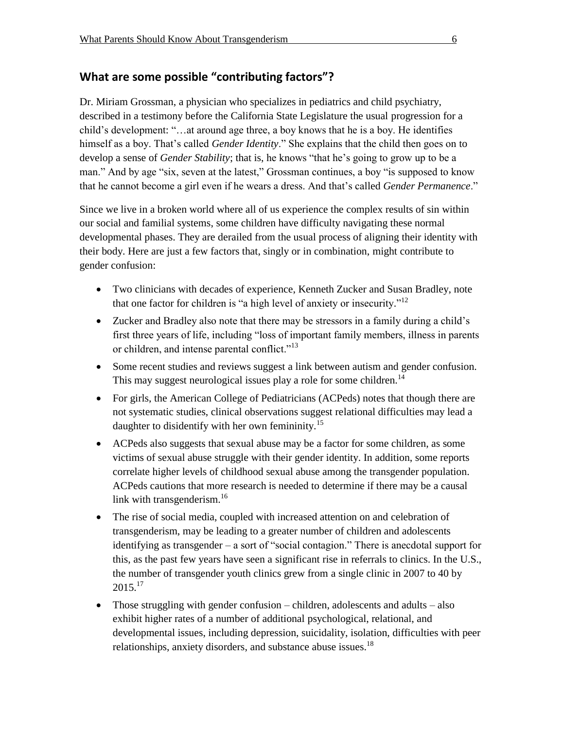## What are some possible "contributing factors"?

Dr. Miriam Grossman, a physician who specializes in pediatrics and child psychiatry, described in a testimony before the California State Legislature the usual progression for a child's development: "…at around age three, a boy knows that he is a boy. He identifies himself as a boy. That's called *Gender Identity*." She explains that the child then goes on to develop a sense of *Gender Stability*; that is, he knows "that he's going to grow up to be a man." And by age "six, seven at the latest," Grossman continues, a boy "is supposed to know that he cannot become a girl even if he wears a dress. And that's called *Gender Permanence*."

Since we live in a broken world where all of us experience the complex results of sin within our social and familial systems, some children have difficulty navigating these normal developmental phases. They are derailed from the usual process of aligning their identity with their body. Here are just a few factors that, singly or in combination, might contribute to gender confusion:

- Two clinicians with decades of experience, Kenneth Zucker and Susan Bradley, note that one factor for children is "a high level of anxiety or insecurity."[12]
- Zucker and Bradley also note that there may be stressors in a family during a child's first three years of life, including "loss of important family members, illness in parents or children, and intense parental conflict."[13]
- Some recent studies and reviews suggest a link between autism and gender confusion. This may suggest neurological issues play a role for some children.[14]
- For girls, the American College of Pediatricians (ACPeds) notes that though there are not systematic studies, clinical observations suggest relational difficulties may lead a daughter to disidentify with her own femininity.[15]
- ACPeds also suggests that sexual abuse may be a factor for some children, as some victims of sexual abuse struggle with their gender identity. In addition, some reports correlate higher levels of childhood sexual abuse among the transgender population. ACPeds cautions that more research is needed to determine if there may be a causal link with transgenderism.[16]
- The rise of social media, coupled with increased attention on and celebration of transgenderism, may be leading to a greater number of children and adolescents identifying as transgender – a sort of "social contagion." There is anecdotal support for this, as the past few years have seen a significant rise in referrals to clinics. In the U.S., the number of transgender youth clinics grew from a single clinic in 2007 to 40 by 2015.[17]
- Those struggling with gender confusion – children, adolescents and adults – also exhibit higher rates of a number of additional psychological, relational, and developmental issues, including depression, suicidality, isolation, difficulties with peer relationships, anxiety disorders, and substance abuse issues.[18]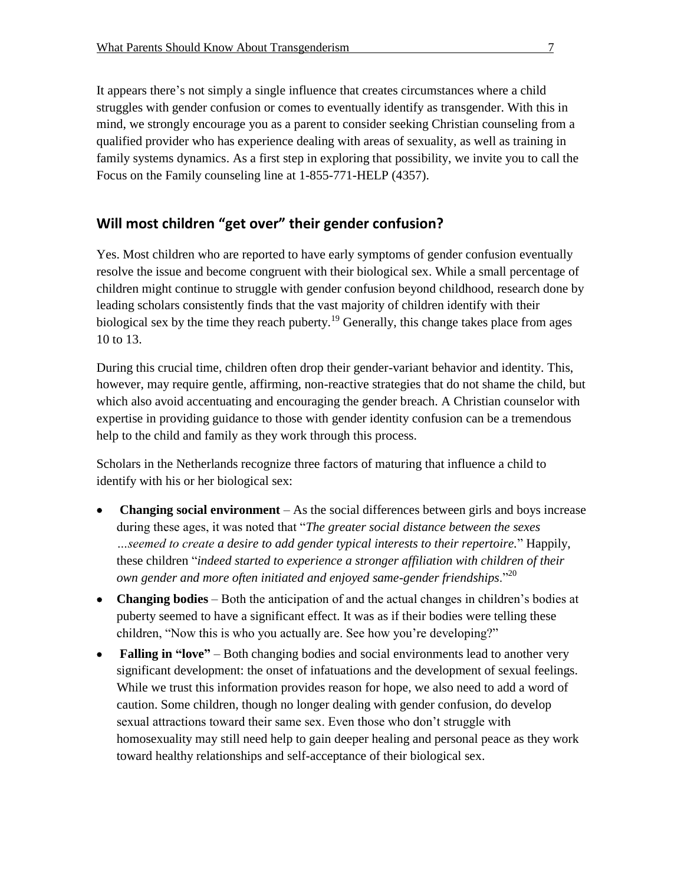It appears there's not simply a single influence that creates circumstances where a child struggles with gender confusion or comes to eventually identify as transgender. With this in mind, we strongly encourage you as a parent to consider seeking Christian counseling from a qualified provider who has experience dealing with areas of sexuality, as well as training in family systems dynamics. As a first step in exploring that possibility, we invite you to call the Focus on the Family counseling line at 1-855-771-HELP (4357).

## Will most children "get over" their gender confusion?

Yes. Most children who are reported to have early symptoms of gender confusion eventually resolve the issue and become congruent with their biological sex. While a small percentage of children might continue to struggle with gender confusion beyond childhood, research done by leading scholars consistently finds that the vast majority of children identify with their biological sex by the time they reach puberty.[19] Generally, this change takes place from ages 10 to 13.

During this crucial time, children often drop their gender-variant behavior and identity. This, however, may require gentle, affirming, non-reactive strategies that do not shame the child, but which also avoid accentuating and encouraging the gender breach. A Christian counselor with expertise in providing guidance to those with gender identity confusion can be a tremendous help to the child and family as they work through this process.

Scholars in the Netherlands recognize three factors of maturing that influence a child to identify with his or her biological sex:

- **Changing social environment** – As the social differences between girls and boys increase during these ages, it was noted that "*The greater social distance between the sexes …seemed to create a desire to add gender typical interests to their repertoire.*" Happily, these children "*indeed started to experience a stronger affiliation with children of their own gender and more often initiated and enjoyed same-gender friendships*."[20]
- **Changing bodies** – Both the anticipation of and the actual changes in children's bodies at puberty seemed to have a significant effect. It was as if their bodies were telling these children, "Now this is who you actually are. See how you're developing?"
- **Falling in "love"** – Both changing bodies and social environments lead to another very significant development: the onset of infatuations and the development of sexual feelings. While we trust this information provides reason for hope, we also need to add a word of caution. Some children, though no longer dealing with gender confusion, do develop sexual attractions toward their same sex. Even those who don't struggle with homosexuality may still need help to gain deeper healing and personal peace as they work toward healthy relationships and self-acceptance of their biological sex.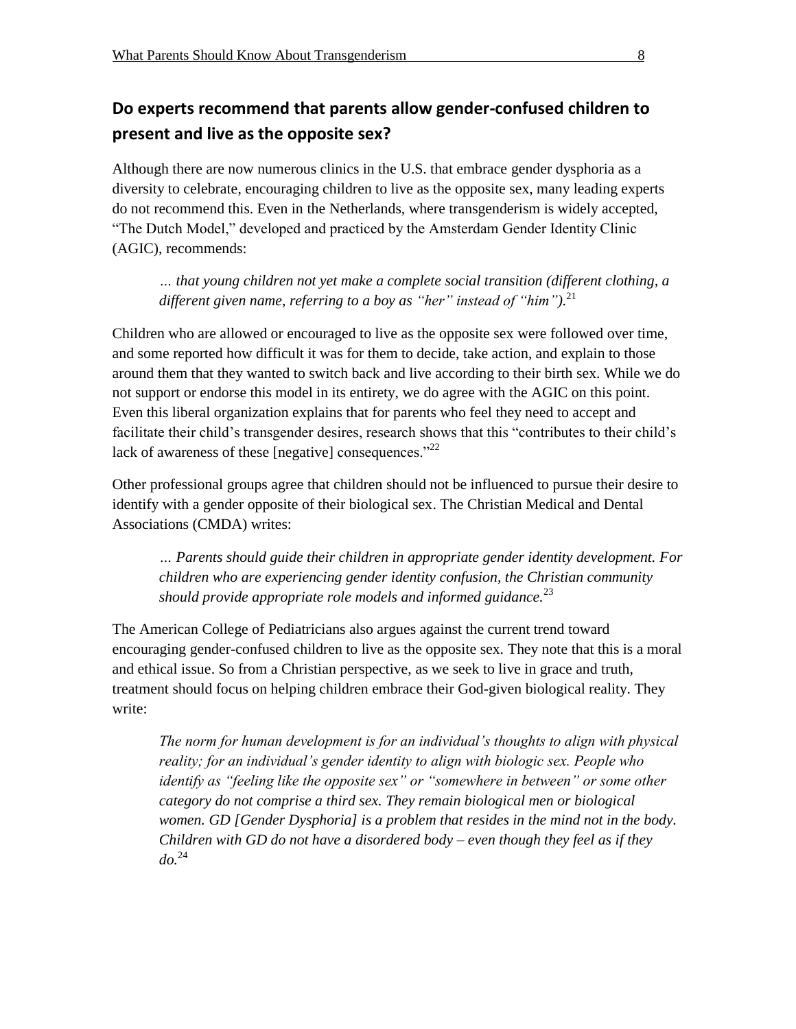## Do experts recommend that parents allow gender-confused children to present and live as the opposite sex?

Although there are now numerous clinics in the U.S. that embrace gender dysphoria as a diversity to celebrate, encouraging children to live as the opposite sex, many leading experts do not recommend this. Even in the Netherlands, where transgenderism is widely accepted, "The Dutch Model," developed and practiced by the Amsterdam Gender Identity Clinic (AGIC), recommends:

> *… that young children not yet make a complete social transition (different clothing, a different given name, referring to a boy as "her" instead of "him").*[21]

Children who are allowed or encouraged to live as the opposite sex were followed over time, and some reported how difficult it was for them to decide, take action, and explain to those around them that they wanted to switch back and live according to their birth sex. While we do not support or endorse this model in its entirety, we do agree with the AGIC on this point. Even this liberal organization explains that for parents who feel they need to accept and facilitate their child's transgender desires, research shows that this "contributes to their child's lack of awareness of these [negative] consequences."[22]

Other professional groups agree that children should not be influenced to pursue their desire to identify with a gender opposite of their biological sex. The Christian Medical and Dental Associations (CMDA) writes:

> *… Parents should guide their children in appropriate gender identity development. For children who are experiencing gender identity confusion, the Christian community should provide appropriate role models and informed guidance.*[23]

The American College of Pediatricians also argues against the current trend toward encouraging gender-confused children to live as the opposite sex. They note that this is a moral and ethical issue. So from a Christian perspective, as we seek to live in grace and truth, treatment should focus on helping children embrace their God-given biological reality. They write:

> *The norm for human development is for an individual's thoughts to align with physical reality; for an individual's gender identity to align with biologic sex. People who identify as "feeling like the opposite sex" or "somewhere in between" or some other category do not comprise a third sex. They remain biological men or biological women. GD [Gender Dysphoria] is a problem that resides in the mind not in the body. Children with GD do not have a disordered body – even though they feel as if they do.*[24]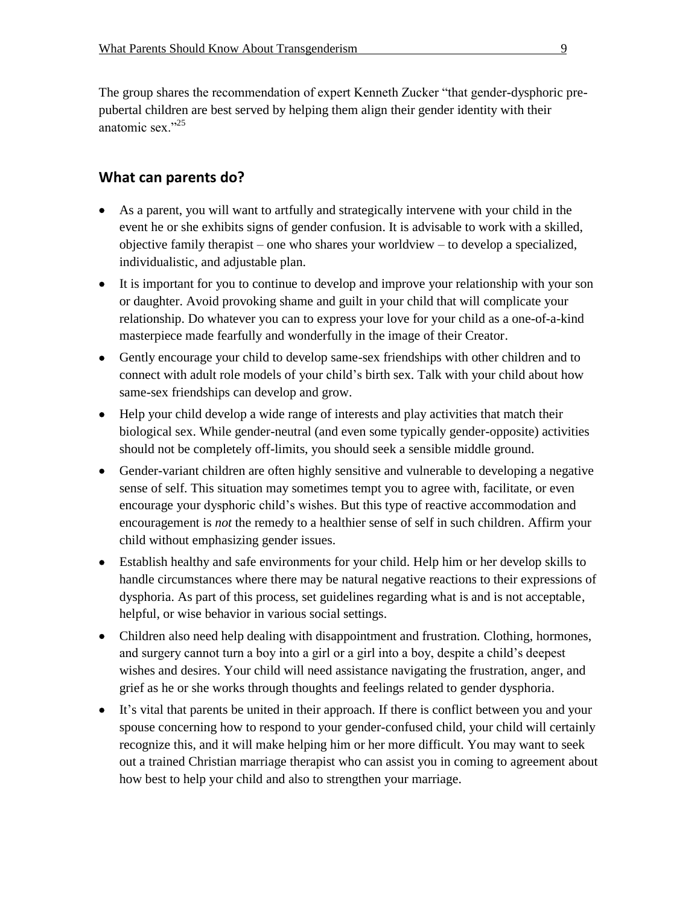The group shares the recommendation of expert Kenneth Zucker "that gender-dysphoric prepubertal children are best served by helping them align their gender identity with their anatomic sex."[25]

## What can parents do?

- As a parent, you will want to artfully and strategically intervene with your child in the event he or she exhibits signs of gender confusion. It is advisable to work with a skilled, objective family therapist – one who shares your worldview – to develop a specialized, individualistic, and adjustable plan.
- It is important for you to continue to develop and improve your relationship with your son or daughter. Avoid provoking shame and guilt in your child that will complicate your relationship. Do whatever you can to express your love for your child as a one-of-a-kind masterpiece made fearfully and wonderfully in the image of their Creator.
- Gently encourage your child to develop same-sex friendships with other children and to connect with adult role models of your child's birth sex. Talk with your child about how same-sex friendships can develop and grow.
- Help your child develop a wide range of interests and play activities that match their biological sex. While gender-neutral (and even some typically gender-opposite) activities should not be completely off-limits, you should seek a sensible middle ground.
- Gender-variant children are often highly sensitive and vulnerable to developing a negative sense of self. This situation may sometimes tempt you to agree with, facilitate, or even encourage your dysphoric child's wishes. But this type of reactive accommodation and encouragement is *not* the remedy to a healthier sense of self in such children. Affirm your child without emphasizing gender issues.
- Establish healthy and safe environments for your child. Help him or her develop skills to handle circumstances where there may be natural negative reactions to their expressions of dysphoria. As part of this process, set guidelines regarding what is and is not acceptable, helpful, or wise behavior in various social settings.
- Children also need help dealing with disappointment and frustration. Clothing, hormones, and surgery cannot turn a boy into a girl or a girl into a boy, despite a child's deepest wishes and desires. Your child will need assistance navigating the frustration, anger, and grief as he or she works through thoughts and feelings related to gender dysphoria.
- It's vital that parents be united in their approach. If there is conflict between you and your spouse concerning how to respond to your gender-confused child, your child will certainly recognize this, and it will make helping him or her more difficult. You may want to seek out a trained Christian marriage therapist who can assist you in coming to agreement about how best to help your child and also to strengthen your marriage.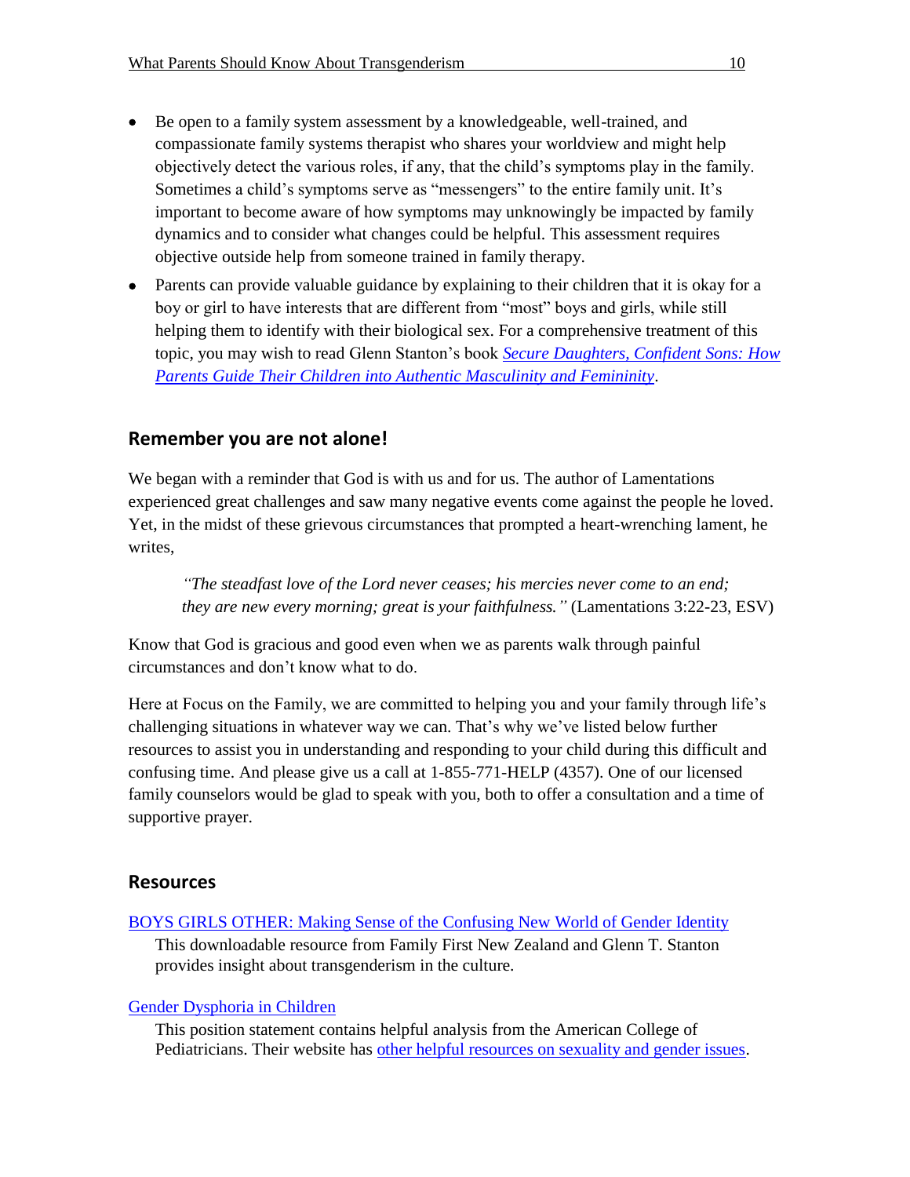- Be open to a family system assessment by a knowledgeable, well-trained, and compassionate family systems therapist who shares your worldview and might help objectively detect the various roles, if any, that the child's symptoms play in the family. Sometimes a child's symptoms serve as "messengers" to the entire family unit. It's important to become aware of how symptoms may unknowingly be impacted by family dynamics and to consider what changes could be helpful. This assessment requires objective outside help from someone trained in family therapy.
- Parents can provide valuable guidance by explaining to their children that it is okay for a boy or girl to have interests that are different from "most" boys and girls, while still helping them to identify with their biological sex. For a comprehensive treatment of this topic, you may wish to read Glenn Stanton's book *Secure Daughters, Confident Sons: How Parents Guide Their Children into Authentic Masculinity and Femininity*.

## Remember you are not alone!

We began with a reminder that God is with us and for us. The author of Lamentations experienced great challenges and saw many negative events come against the people he loved. Yet, in the midst of these grievous circumstances that prompted a heart-wrenching lament, he writes,

> *"The steadfast love of the Lord never ceases; his mercies never come to an end; they are new every morning; great is your faithfulness."* (Lamentations 3:22-23, ESV)

Know that God is gracious and good even when we as parents walk through painful circumstances and don't know what to do.

Here at Focus on the Family, we are committed to helping you and your family through life's challenging situations in whatever way we can. That's why we've listed below further resources to assist you in understanding and responding to your child during this difficult and confusing time. And please give us a call at 1-855-771-HELP (4357). One of our licensed family counselors would be glad to speak with you, both to offer a consultation and a time of supportive prayer.

## Resources

BOYS GIRLS OTHER: Making Sense of the Confusing New World of Gender Identity

This downloadable resource from Family First New Zealand and Glenn T. Stanton provides insight about transgenderism in the culture.

Gender Dysphoria in Children

This position statement contains helpful analysis from the American College of Pediatricians. Their website has other helpful resources on sexuality and gender issues.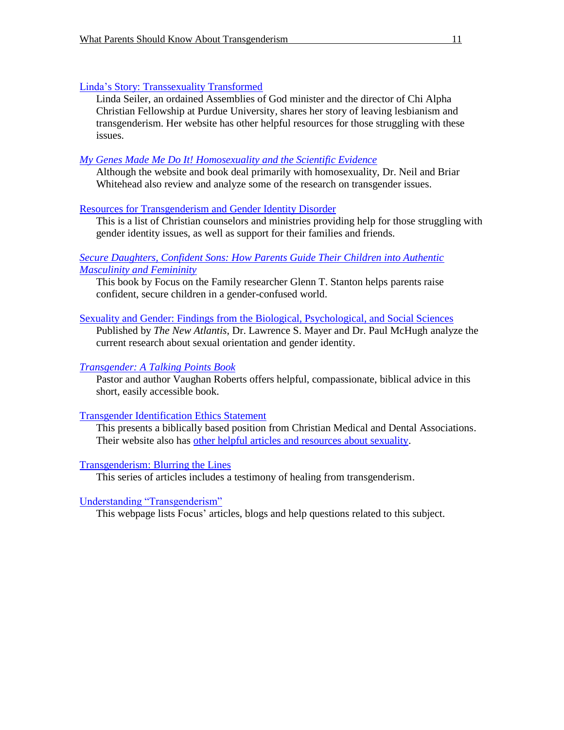Linda's Story: Transsexuality Transformed

Linda Seiler, an ordained Assemblies of God minister and the director of Chi Alpha Christian Fellowship at Purdue University, shares her story of leaving lesbianism and transgenderism. Her website has other helpful resources for those struggling with these issues.

*My Genes Made Me Do It! Homosexuality and the Scientific Evidence*

Although the website and book deal primarily with homosexuality, Dr. Neil and Briar Whitehead also review and analyze some of the research on transgender issues.

Resources for Transgenderism and Gender Identity Disorder

This is a list of Christian counselors and ministries providing help for those struggling with gender identity issues, as well as support for their families and friends.

*Secure Daughters, Confident Sons: How Parents Guide Their Children into Authentic Masculinity and Femininity*

This book by Focus on the Family researcher Glenn T. Stanton helps parents raise confident, secure children in a gender-confused world.

Sexuality and Gender: Findings from the Biological, Psychological, and Social Sciences

Published by *The New Atlantis*, Dr. Lawrence S. Mayer and Dr. Paul McHugh analyze the current research about sexual orientation and gender identity.

*Transgender: A Talking Points Book*

Pastor and author Vaughan Roberts offers helpful, compassionate, biblical advice in this short, easily accessible book.

Transgender Identification Ethics Statement

This presents a biblically based position from Christian Medical and Dental Associations. Their website also has other helpful articles and resources about sexuality.

Transgenderism: Blurring the Lines

This series of articles includes a testimony of healing from transgenderism.

Understanding "Transgenderism"

This webpage lists Focus' articles, blogs and help questions related to this subject.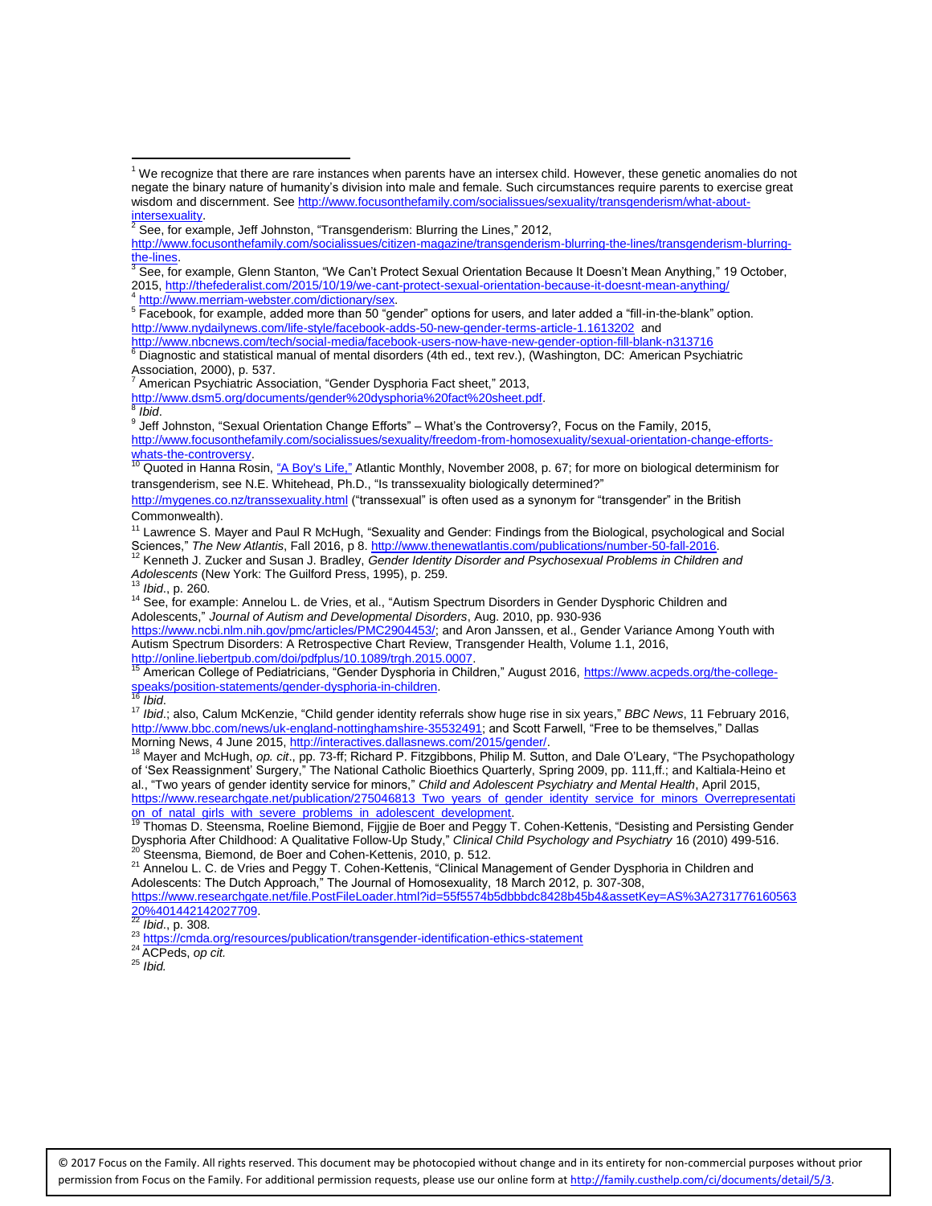[1] We recognize that there are rare instances when parents have an intersex child. However, these genetic anomalies do not negate the binary nature of humanity's division into male and female. Such circumstances require parents to exercise great wisdom and discernment. See http://www.focusonthefamily.com/socialissues/sexuality/transgenderism/what-about-intersexuality.

[2] See, for example, Jeff Johnston, "Transgenderism: Blurring the Lines," 2012, http://www.focusonthefamily.com/socialissues/citizen-magazine/transgenderism-blurring-the-lines/transgenderism-blurring-the-lines.

[3] See, for example, Glenn Stanton, "We Can't Protect Sexual Orientation Because It Doesn't Mean Anything," 19 October, 2015, http://thefederalist.com/2015/10/19/we-cant-protect-sexual-orientation-because-it-doesnt-mean-anything/

[4] http://www.merriam-webster.com/dictionary/sex.

[5] Facebook, for example, added more than 50 "gender" options for users, and later added a "fill-in-the-blank" option. http://www.nydailynews.com/life-style/facebook-adds-50-new-gender-terms-article-1.1613202 and http://www.nbcnews.com/tech/social-media/facebook-users-now-have-new-gender-option-fill-blank-n313716

[6] Diagnostic and statistical manual of mental disorders (4th ed., text rev.), (Washington, DC: American Psychiatric Association, 2000), p. 537.

[7] American Psychiatric Association, "Gender Dysphoria Fact sheet," 2013, http://www.dsm5.org/documents/gender%20dysphoria%20fact%20sheet.pdf.

[8] *Ibid*.

[9] Jeff Johnston, "Sexual Orientation Change Efforts" – What's the Controversy?, Focus on the Family, 2015, http://www.focusonthefamily.com/socialissues/sexuality/freedom-from-homosexuality/sexual-orientation-change-efforts-whats-the-controversy.

[10] Quoted in Hanna Rosin, "A Boy's Life," Atlantic Monthly, November 2008, p. 67; for more on biological determinism for transgenderism, see N.E. Whitehead, Ph.D., "Is transsexuality biologically determined?" http://mygenes.co.nz/transsexuality.html ("transsexual" is often used as a synonym for "transgender" in the British Commonwealth).

[11] Lawrence S. Mayer and Paul R McHugh, "Sexuality and Gender: Findings from the Biological, psychological and Social Sciences," *The New Atlantis*, Fall 2016, p 8. http://www.thenewatlantis.com/publications/number-50-fall-2016.

[12] Kenneth J. Zucker and Susan J. Bradley, *Gender Identity Disorder and Psychosexual Problems in Children and Adolescents* (New York: The Guilford Press, 1995), p. 259.

[13] *Ibid*., p. 260.

[14] See, for example: Annelou L. de Vries, et al., "Autism Spectrum Disorders in Gender Dysphoric Children and Adolescents," *Journal of Autism and Developmental Disorders*, Aug. 2010, pp. 930-936 https://www.ncbi.nlm.nih.gov/pmc/articles/PMC2904453/; and Aron Janssen, et al., Gender Variance Among Youth with Autism Spectrum Disorders: A Retrospective Chart Review, Transgender Health, Volume 1.1, 2016, http://online.liebertpub.com/doi/pdfplus/10.1089/trgh.2015.0007.

[15] American College of Pediatricians, "Gender Dysphoria in Children," August 2016, https://www.acpeds.org/the-college-speaks/position-statements/gender-dysphoria-in-children.

[16] *Ibid*.

[17] *Ibid*.; also, Calum McKenzie, "Child gender identity referrals show huge rise in six years," *BBC News*, 11 February 2016, http://www.bbc.com/news/uk-england-nottinghamshire-35532491; and Scott Farwell, "Free to be themselves," Dallas Morning News, 4 June 2015, http://interactives.dallasnews.com/2015/gender/.

[18] Mayer and McHugh, *op. cit*., pp. 73-ff; Richard P. Fitzgibbons, Philip M. Sutton, and Dale O'Leary, "The Psychopathology of 'Sex Reassignment' Surgery," The National Catholic Bioethics Quarterly, Spring 2009, pp. 111,ff.; and Kaltiala-Heino et al., "Two years of gender identity service for minors," *Child and Adolescent Psychiatry and Mental Health*, April 2015, https://www.researchgate.net/publication/275046813_Two_years_of_gender_identity_service_for_minors_Overrepresentation_of_natal_girls_with_severe_problems_in_adolescent_development.

[19] Thomas D. Steensma, Roeline Biemond, Fijgjie de Boer and Peggy T. Cohen-Kettenis, "Desisting and Persisting Gender Dysphoria After Childhood: A Qualitative Follow-Up Study," *Clinical Child Psychology and Psychiatry* 16 (2010) 499-516.

[20] Steensma, Biemond, de Boer and Cohen-Kettenis, 2010, p. 512.

[21] Annelou L. C. de Vries and Peggy T. Cohen-Kettenis, "Clinical Management of Gender Dysphoria in Children and Adolescents: The Dutch Approach," The Journal of Homosexuality, 18 March 2012, p. 307-308, https://www.researchgate.net/file.PostFileLoader.html?id=55f5574b5dbbbdc8428b45b4&assetKey=AS%3A273177616056320%401442142027709.

[22] *Ibid*., p. 308.

[23] https://cmda.org/resources/publication/transgender-identification-ethics-statement

[24] ACPeds, *op cit.*

[25] *Ibid.*

© 2017 Focus on the Family. All rights reserved. This document may be photocopied without change and in its entirety for non-commercial purposes without prior permission from Focus on the Family. For additional permission requests, please use our online form at http://family.custhelp.com/ci/documents/detail/5/3.